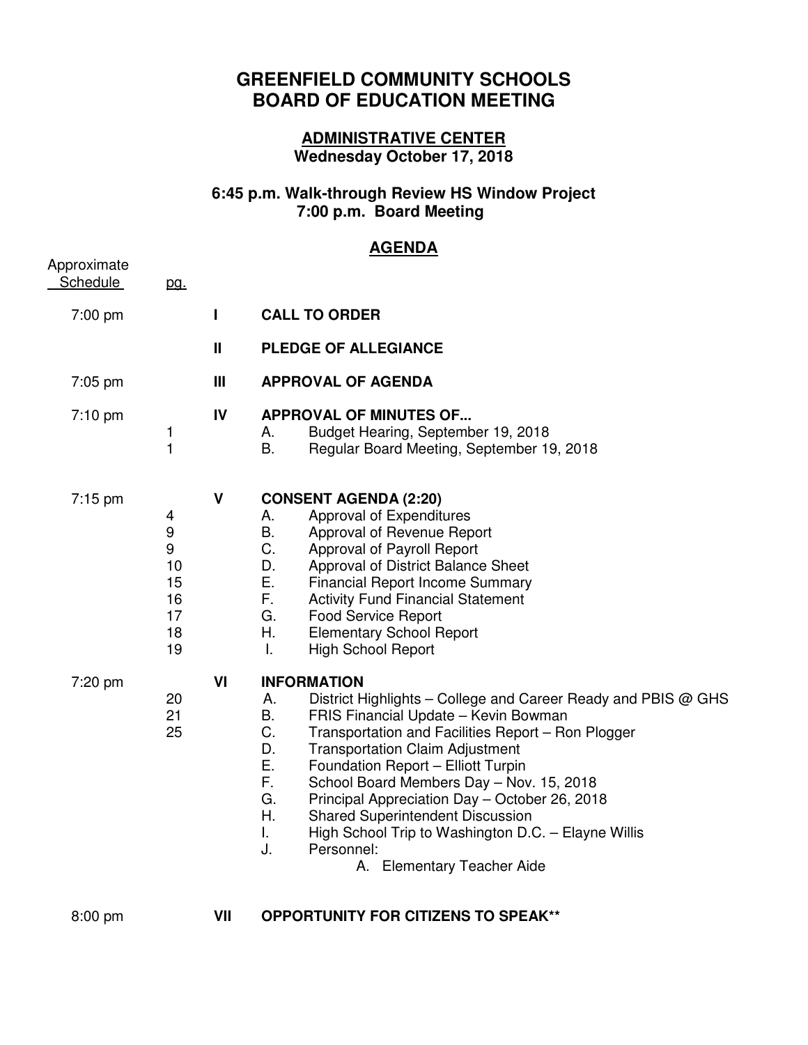# GREENFIELD COMMUNITY SCHOOLS
# BOARD OF EDUCATION MEETING

## ADMINISTRATIVE CENTER
**Wednesday October 17, 2018**

**6:45 p.m. Walk-through Review HS Window Project**
**7:00 p.m. Board Meeting**

## AGENDA

| Approximate Schedule | pg. | | |
|---|---|---|---|
| 7:00 pm | | **I** | **CALL TO ORDER** |
| | | **II** | **PLEDGE OF ALLEGIANCE** |
| 7:05 pm | | **III** | **APPROVAL OF AGENDA** |
| 7:10 pm | | **IV** | **APPROVAL OF MINUTES OF...** |
| | 1 | | A. Budget Hearing, September 19, 2018 |
| | 1 | | B. Regular Board Meeting, September 19, 2018 |
| 7:15 pm | | **V** | **CONSENT AGENDA (2:20)** |
| | 4 | | A. Approval of Expenditures |
| | 9 | | B. Approval of Revenue Report |
| | 9 | | C. Approval of Payroll Report |
| | 10 | | D. Approval of District Balance Sheet |
| | 15 | | E. Financial Report Income Summary |
| | 16 | | F. Activity Fund Financial Statement |
| | 17 | | G. Food Service Report |
| | 18 | | H. Elementary School Report |
| | 19 | | I. High School Report |
| 7:20 pm | | **VI** | **INFORMATION** |
| | 20 | | A. District Highlights – College and Career Ready and PBIS @ GHS |
| | 21 | | B. FRIS Financial Update – Kevin Bowman |
| | 25 | | C. Transportation and Facilities Report – Ron Plogger |
| | | | D. Transportation Claim Adjustment |
| | | | E. Foundation Report – Elliott Turpin |
| | | | F. School Board Members Day – Nov. 15, 2018 |
| | | | G. Principal Appreciation Day – October 26, 2018 |
| | | | H. Shared Superintendent Discussion |
| | | | I. High School Trip to Washington D.C. – Elayne Willis |
| | | | J. Personnel: |
| | | | A. Elementary Teacher Aide |
| 8:00 pm | | **VII** | **OPPORTUNITY FOR CITIZENS TO SPEAK**** |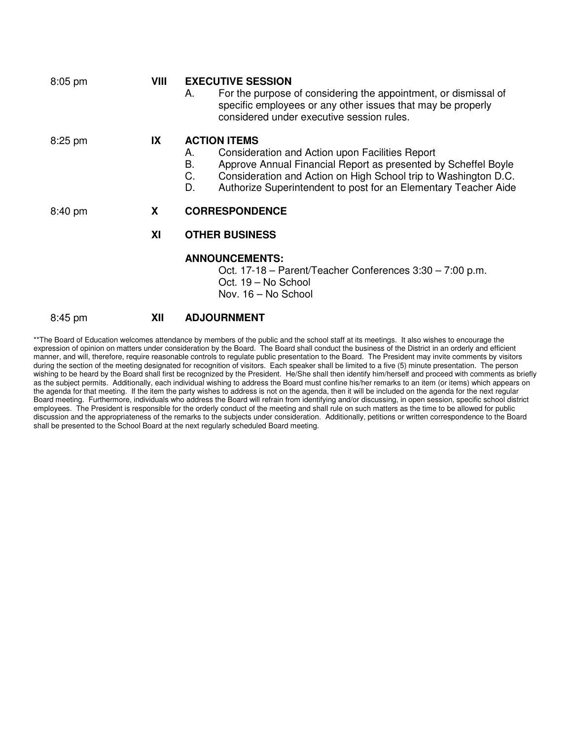8:05 pm **VIII** **EXECUTIVE SESSION**

A. For the purpose of considering the appointment, or dismissal of specific employees or any other issues that may be properly considered under executive session rules.

8:25 pm **IX** **ACTION ITEMS**

A. Consideration and Action upon Facilities Report
B. Approve Annual Financial Report as presented by Scheffel Boyle
C. Consideration and Action on High School trip to Washington D.C.
D. Authorize Superintendent to post for an Elementary Teacher Aide

8:40 pm **X** **CORRESPONDENCE**

**XI** **OTHER BUSINESS**

**ANNOUNCEMENTS:**

Oct. 17-18 – Parent/Teacher Conferences 3:30 – 7:00 p.m.
Oct. 19 – No School
Nov. 16 – No School

8:45 pm **XII** **ADJOURNMENT**

**The Board of Education welcomes attendance by members of the public and the school staff at its meetings. It also wishes to encourage the expression of opinion on matters under consideration by the Board. The Board shall conduct the business of the District in an orderly and efficient manner, and will, therefore, require reasonable controls to regulate public presentation to the Board. The President may invite comments by visitors during the section of the meeting designated for recognition of visitors. Each speaker shall be limited to a five (5) minute presentation. The person wishing to be heard by the Board shall first be recognized by the President. He/She shall then identify him/herself and proceed with comments as briefly as the subject permits. Additionally, each individual wishing to address the Board must confine his/her remarks to an item (or items) which appears on the agenda for that meeting. If the item the party wishes to address is not on the agenda, then it will be included on the agenda for the next regular Board meeting. Furthermore, individuals who address the Board will refrain from identifying and/or discussing, in open session, specific school district employees. The President is responsible for the orderly conduct of the meeting and shall rule on such matters as the time to be allowed for public discussion and the appropriateness of the remarks to the subjects under consideration. Additionally, petitions or written correspondence to the Board shall be presented to the School Board at the next regularly scheduled Board meeting.